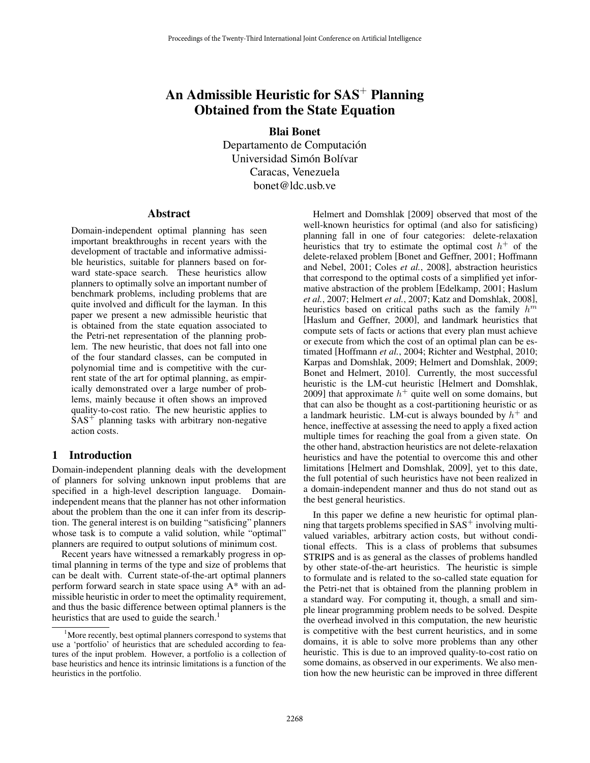# An Admissible Heuristic for SAS$^+$ Planning Obtained from the State Equation

**Blai Bonet**

Departamento de Computación
Universidad Simón Bolívar
Caracas, Venezuela
bonet@ldc.usb.ve

## Abstract

Domain-independent optimal planning has seen important breakthroughs in recent years with the development of tractable and informative admissible heuristics, suitable for planners based on forward state-space search. These heuristics allow planners to optimally solve an important number of benchmark problems, including problems that are quite involved and difficult for the layman. In this paper we present a new admissible heuristic that is obtained from the state equation associated to the Petri-net representation of the planning problem. The new heuristic, that does not fall into one of the four standard classes, can be computed in polynomial time and is competitive with the current state of the art for optimal planning, as empirically demonstrated over a large number of problems, mainly because it often shows an improved quality-to-cost ratio. The new heuristic applies to SAS$^+$ planning tasks with arbitrary non-negative action costs.

## 1 Introduction

Domain-independent planning deals with the development of planners for solving unknown input problems that are specified in a high-level description language. Domain-independent means that the planner has not other information about the problem than the one it can infer from its description. The general interest is on building "satisficing" planners whose task is to compute a valid solution, while "optimal" planners are required to output solutions of minimum cost.

Recent years have witnessed a remarkably progress in optimal planning in terms of the type and size of problems that can be dealt with. Current state-of-the-art optimal planners perform forward search in state space using A* with an admissible heuristic in order to meet the optimality requirement, and thus the basic difference between optimal planners is the heuristics that are used to guide the search.[1]

[1] More recently, best optimal planners correspond to systems that use a 'portfolio' of heuristics that are scheduled according to features of the input problem. However, a portfolio is a collection of base heuristics and hence its intrinsic limitations is a function of the heuristics in the portfolio.

Helmert and Domshlak [2009] observed that most of the well-known heuristics for optimal (and also for satisficing) planning fall in one of four categories: delete-relaxation heuristics that try to estimate the optimal cost $h^+$ of the delete-relaxed problem [Bonet and Geffner, 2001; Hoffmann and Nebel, 2001; Coles *et al.*, 2008], abstraction heuristics that correspond to the optimal costs of a simplified yet informative abstraction of the problem [Edelkamp, 2001; Haslum *et al.*, 2007; Helmert *et al.*, 2007; Katz and Domshlak, 2008], heuristics based on critical paths such as the family $h^m$ [Haslum and Geffner, 2000], and landmark heuristics that compute sets of facts or actions that every plan must achieve or execute from which the cost of an optimal plan can be estimated [Hoffmann *et al.*, 2004; Richter and Westphal, 2010; Karpas and Domshlak, 2009; Helmert and Domshlak, 2009; Bonet and Helmert, 2010]. Currently, the most successful heuristic is the LM-cut heuristic [Helmert and Domshlak, 2009] that approximate $h^+$ quite well on some domains, but that can also be thought as a cost-partitioning heuristic or as a landmark heuristic. LM-cut is always bounded by $h^+$ and hence, ineffective at assessing the need to apply a fixed action multiple times for reaching the goal from a given state. On the other hand, abstraction heuristics are not delete-relaxation heuristics and have the potential to overcome this and other limitations [Helmert and Domshlak, 2009], yet to this date, the full potential of such heuristics have not been realized in a domain-independent manner and thus do not stand out as the best general heuristics.

In this paper we define a new heuristic for optimal planning that targets problems specified in SAS$^+$ involving multi-valued variables, arbitrary action costs, but without conditional effects. This is a class of problems that subsumes STRIPS and is as general as the classes of problems handled by other state-of-the-art heuristics. The heuristic is simple to formulate and is related to the so-called state equation for the Petri-net that is obtained from the planning problem in a standard way. For computing it, though, a small and simple linear programming problem needs to be solved. Despite the overhead involved in this computation, the new heuristic is competitive with the best current heuristics, and in some domains, it is able to solve more problems than any other heuristic. This is due to an improved quality-to-cost ratio on some domains, as observed in our experiments. We also mention how the new heuristic can be improved in three different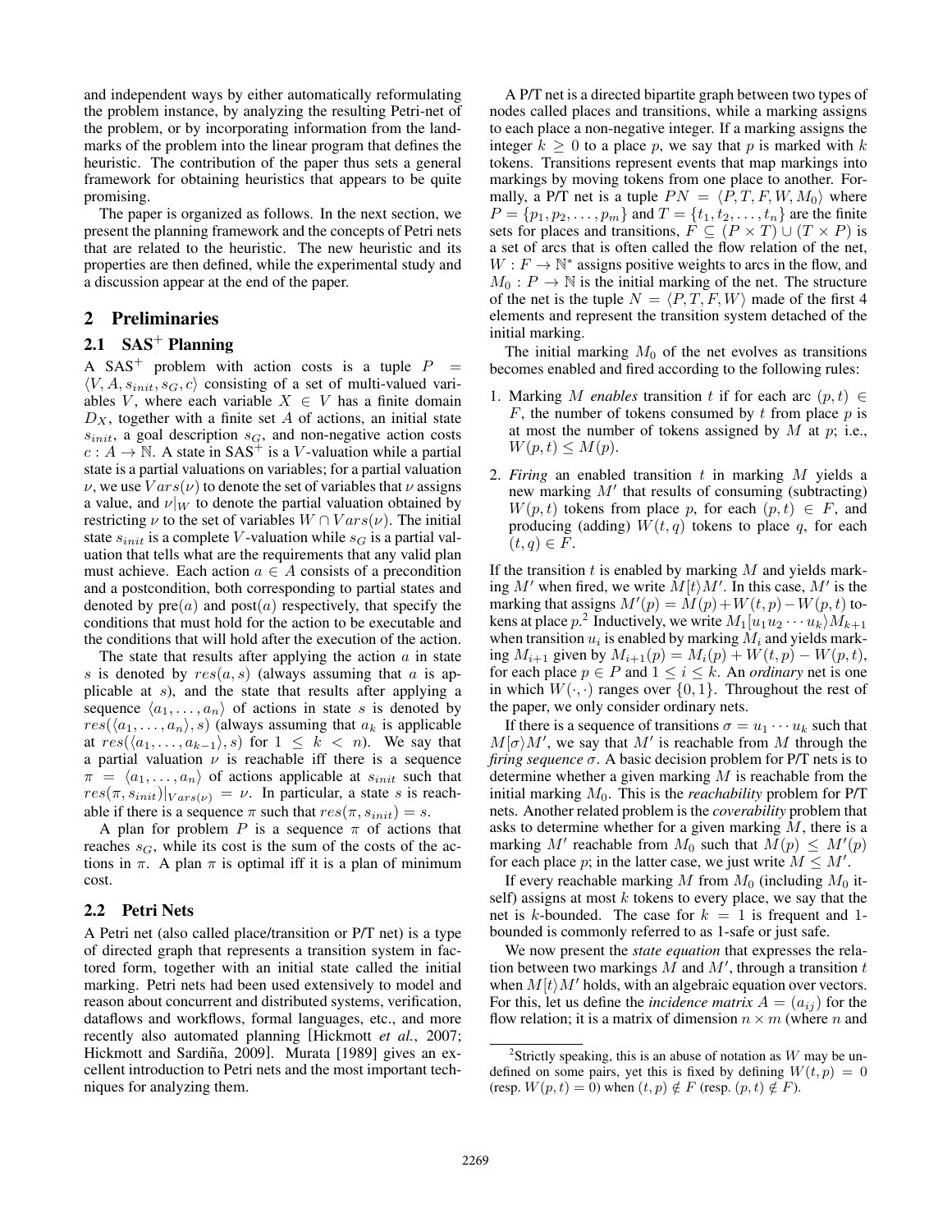and independent ways by either automatically reformulating the problem instance, by analyzing the resulting Petri-net of the problem, or by incorporating information from the landmarks of the problem into the linear program that defines the heuristic. The contribution of the paper thus sets a general framework for obtaining heuristics that appears to be quite promising.

The paper is organized as follows. In the next section, we present the planning framework and the concepts of Petri nets that are related to the heuristic. The new heuristic and its properties are then defined, while the experimental study and a discussion appear at the end of the paper.

## 2 Preliminaries

### 2.1 SAS$^+$ Planning

A SAS$^+$ problem with action costs is a tuple $P = \langle V, A, s_{init}, s_G, c\rangle$ consisting of a set of multi-valued variables $V$, where each variable $X \in V$ has a finite domain $D_X$, together with a finite set $A$ of actions, an initial state $s_{init}$, a goal description $s_G$, and non-negative action costs $c : A \to \mathbb{N}$. A state in SAS$^+$ is a $V$-valuation while a partial state is a partial valuations on variables; for a partial valuation $\nu$, we use $Vars(\nu)$ to denote the set of variables that $\nu$ assigns a value, and $\nu|_W$ to denote the partial valuation obtained by restricting $\nu$ to the set of variables $W \cap Vars(\nu)$. The initial state $s_{init}$ is a complete $V$-valuation while $s_G$ is a partial valuation that tells what are the requirements that any valid plan must achieve. Each action $a \in A$ consists of a precondition and a postcondition, both corresponding to partial states and denoted by pre$(a)$ and post$(a)$ respectively, that specify the conditions that must hold for the action to be executable and the conditions that will hold after the execution of the action.

The state that results after applying the action $a$ in state $s$ is denoted by $res(a, s)$ (always assuming that $a$ is applicable at $s$), and the state that results after applying a sequence $\langle a_1, \ldots, a_n\rangle$ of actions in state $s$ is denoted by $res(\langle a_1, \ldots, a_n\rangle, s)$ (always assuming that $a_k$ is applicable at $res(\langle a_1, \ldots, a_{k-1}\rangle, s)$ for $1 \le k < n$). We say that a partial valuation $\nu$ is reachable iff there is a sequence $\pi = \langle a_1, \ldots, a_n\rangle$ of actions applicable at $s_{init}$ such that $res(\pi, s_{init})|_{Vars(\nu)} = \nu$. In particular, a state $s$ is reachable if there is a sequence $\pi$ such that $res(\pi, s_{init}) = s$.

A plan for problem $P$ is a sequence $\pi$ of actions that reaches $s_G$, while its cost is the sum of the costs of the actions in $\pi$. A plan $\pi$ is optimal iff it is a plan of minimum cost.

### 2.2 Petri Nets

A Petri net (also called place/transition or P/T net) is a type of directed graph that represents a transition system in factored form, together with an initial state called the initial marking. Petri nets had been used extensively to model and reason about concurrent and distributed systems, verification, dataflows and workflows, formal languages, etc., and more recently also automated planning [Hickmott *et al.*, 2007; Hickmott and Sardiña, 2009]. Murata [1989] gives an excellent introduction to Petri nets and the most important techniques for analyzing them.

A P/T net is a directed bipartite graph between two types of nodes called places and transitions, while a marking assigns to each place a non-negative integer. If a marking assigns the integer $k \ge 0$ to a place $p$, we say that $p$ is marked with $k$ tokens. Transitions represent events that map markings into markings by moving tokens from one place to another. Formally, a P/T net is a tuple $PN = \langle P, T, F, W, M_0\rangle$ where $P = \{p_1, p_2, \ldots, p_m\}$ and $T = \{t_1, t_2, \ldots, t_n\}$ are the finite sets for places and transitions, $F \subseteq (P \times T) \cup (T \times P)$ is a set of arcs that is often called the flow relation of the net, $W : F \to \mathbb{N}^*$ assigns positive weights to arcs in the flow, and $M_0 : P \to \mathbb{N}$ is the initial marking of the net. The structure of the net is the tuple $N = \langle P, T, F, W\rangle$ made of the first 4 elements and represent the transition system detached of the initial marking.

The initial marking $M_0$ of the net evolves as transitions becomes enabled and fired according to the following rules:

1. Marking $M$ *enables* transition $t$ if for each arc $(p, t) \in F$, the number of tokens consumed by $t$ from place $p$ is at most the number of tokens assigned by $M$ at $p$; i.e., $W(p, t) \le M(p)$.
2. *Firing* an enabled transition $t$ in marking $M$ yields a new marking $M'$ that results of consuming (subtracting) $W(p, t)$ tokens from place $p$, for each $(p, t) \in F$, and producing (adding) $W(t, q)$ tokens to place $q$, for each $(t, q) \in F$.

If the transition $t$ is enabled by marking $M$ and yields marking $M'$ when fired, we write $M[t\rangle M'$. In this case, $M'$ is the marking that assigns $M'(p) = M(p) + W(t, p) - W(p, t)$ tokens at place $p$.[2] Inductively, we write $M_1[u_1 u_2 \cdots u_k\rangle M_{k+1}$ when transition $u_i$ is enabled by marking $M_i$ and yields marking $M_{i+1}$ given by $M_{i+1}(p) = M_i(p) + W(t, p) - W(p, t)$, for each place $p \in P$ and $1 \le i \le k$. An *ordinary* net is one in which $W(\cdot, \cdot)$ ranges over $\{0, 1\}$. Throughout the rest of the paper, we only consider ordinary nets.

If there is a sequence of transitions $\sigma = u_1 \cdots u_k$ such that $M[\sigma\rangle M'$, we say that $M'$ is reachable from $M$ through the *firing sequence* $\sigma$. A basic decision problem for P/T nets is to determine whether a given marking $M$ is reachable from the initial marking $M_0$. This is the *reachability* problem for P/T nets. Another related problem is the *coverability* problem that asks to determine whether for a given marking $M$, there is a marking $M'$ reachable from $M_0$ such that $M(p) \le M'(p)$ for each place $p$; in the latter case, we just write $M \le M'$.

If every reachable marking $M$ from $M_0$ (including $M_0$ itself) assigns at most $k$ tokens to every place, we say that the net is $k$-bounded. The case for $k = 1$ is frequent and 1-bounded is commonly referred to as 1-safe or just safe.

We now present the *state equation* that expresses the relation between two markings $M$ and $M'$, through a transition $t$ when $M[t\rangle M'$ holds, with an algebraic equation over vectors. For this, let us define the *incidence matrix* $A = (a_{ij})$ for the flow relation; it is a matrix of dimension $n \times m$ (where $n$ and

[2] Strictly speaking, this is an abuse of notation as $W$ may be undefined on some pairs, yet this is fixed by defining $W(t, p) = 0$ (resp. $W(p, t) = 0$) when $(t, p) \notin F$ (resp. $(p, t) \notin F$).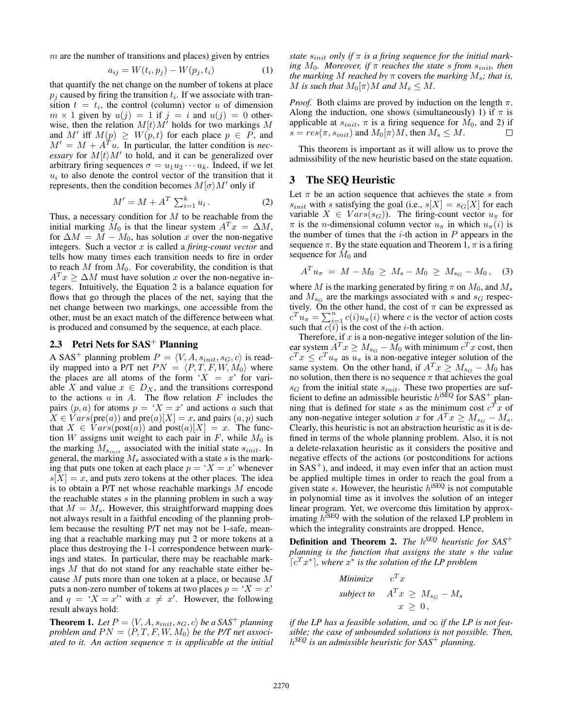$m$ are the number of transitions and places) given by entries

$$a_{ij} = W(t_i, p_j) - W(p_j, t_i) \quad (1)$$

that quantify the net change on the number of tokens at place $p_j$ caused by firing the transition $t_i$. If we associate with transition $t = t_i$, the control (column) vector $u$ of dimension $m \times 1$ given by $u(j) = 1$ if $j = i$ and $u(j) = 0$ otherwise, then the relation $M[t\rangle M'$ holds for two markings $M$ and $M'$ iff $M(p) \geq W(p, t)$ for each place $p \in P$, and $M' = M + A^T u$. In particular, the latter condition is *necessary* for $M[t\rangle M'$ to hold, and it can be generalized over arbitrary firing sequences $\sigma = u_1 u_2 \cdots u_k$. Indeed, if we let $u_i$ to also denote the control vector of the transition that it represents, then the condition becomes $M[\sigma\rangle M'$ only if

$$M' = M + A^T \sum_{i=1}^{k} u_i \,. \quad (2)$$

Thus, a necessary condition for $M$ to be reachable from the initial marking $M_0$ is that the linear system $A^T x = \Delta M$, for $\Delta M = M - M_0$, has solution $x$ over the non-negative integers. Such a vector $x$ is called a *firing-count vector* and tells how many times each transition needs to fire in order to reach $M$ from $M_0$. For coverability, the condition is that $A^T x \geq \Delta M$ must have solution $x$ over the non-negative integers. Intuitively, the Equation 2 is a balance equation for flows that go through the places of the net, saying that the net change between two markings, one accessible from the other, must be an exact match of the difference between what is produced and consumed by the sequence, at each place.

### 2.3 Petri Nets for SAS$^+$ Planning

A SAS$^+$ planning problem $P = \langle V, A, s_{init}, s_G, c\rangle$ is readily mapped into a P/T net $PN = \langle P, T, F, W, M_0\rangle$ where the places are all atoms of the form '$X = x$' for variable $X$ and value $x \in D_X$, and the transitions correspond to the actions $a$ in $A$. The flow relation $F$ includes the pairs $(p, a)$ for atoms $p =$ '$X = x$' and actions $a$ such that $X \in Vars(\text{pre}(a))$ and $\text{pre}(a)[X] = x$, and pairs $(a, p)$ such that $X \in Vars(\text{post}(a))$ and $\text{post}(a)[X] = x$. The function $W$ assigns unit weight to each pair in $F$, while $M_0$ is the marking $M_{s_{init}}$ associated with the initial state $s_{init}$. In general, the marking $M_s$ associated with a state $s$ is the marking that puts one token at each place $p =$ '$X = x$' whenever $s[X] = x$, and puts zero tokens at the other places. The idea is to obtain a P/T net whose reachable markings $M$ encode the reachable states $s$ in the planning problem in such a way that $M = M_s$. However, this straightforward mapping does not always result in a faithful encoding of the planning problem because the resulting P/T net may not be 1-safe, meaning that a reachable marking may put 2 or more tokens at a place thus destroying the 1-1 correspondence between markings and states. In particular, there may be reachable markings $M$ that do not stand for any reachable state either because $M$ puts more than one token at a place, or because $M$ puts a non-zero number of tokens at two places $p =$ '$X = x$' and $q =$ '$X = x'$' with $x \neq x'$. However, the following result always hold:

**Theorem 1.** *Let $P = \langle V, A, s_{init}, s_G, c\rangle$ be a SAS$^+$ planning problem and $PN = \langle P, T, F, W, M_0\rangle$ be the P/T net associated to it. An action sequence $\pi$ is applicable at the initial state $s_{init}$ only if $\pi$ is a firing sequence for the initial marking $M_0$. Moreover, if $\pi$ reaches the state $s$ from $s_{init}$, then the marking $M$ reached by $\pi$* covers *the marking $M_s$; that is, $M$ is such that $M_0[\pi\rangle M$ and $M_s \leq M$.*

*Proof.* Both claims are proved by induction on the length $\pi$. Along the induction, one shows (simultaneously) 1) if $\pi$ is applicable at $s_{init}$, $\pi$ is a firing sequence for $M_0$, and 2) if $s = res(\pi, s_{init})$ and $M_0[\pi\rangle M$, then $M_s \leq M$. □

This theorem is important as it will allow us to prove the admissibility of the new heuristic based on the state equation.

## 3 The SEQ Heuristic

Let $\pi$ be an action sequence that achieves the state $s$ from $s_{init}$ with $s$ satisfying the goal (i.e., $s[X] = s_G[X]$ for each variable $X \in Vars(s_G)$). The firing-count vector $u_\pi$ for $\pi$ is the $n$-dimensional column vector $u_\pi$ in which $u_\pi(i)$ is the number of times that the $i$-th action in $P$ appears in the sequence $\pi$. By the state equation and Theorem 1, $\pi$ is a firing sequence for $M_0$ and

$$A^T u_\pi \;=\; M - M_0 \;\geq\; M_s - M_0 \;\geq\; M_{s_G} - M_0 \,, \quad (3)$$

where $M$ is the marking generated by firing $\pi$ on $M_0$, and $M_s$ and $M_{s_G}$ are the markings associated with $s$ and $s_G$ respectively. On the other hand, the cost of $\pi$ can be expressed as $c^T u_\pi = \sum_{i=1}^{n} c(i) u_\pi(i)$ where $c$ is the vector of action costs such that $c(i)$ is the cost of the $i$-th action.

Therefore, if $x$ is a non-negative integer solution of the linear system $A^T x \geq M_{s_G} - M_0$ with minimum $c^T x$ cost, then $c^T x \leq c^T u_\pi$ as $u_\pi$ is a non-negative integer solution of the same system. On the other hand, if $A^T x \geq M_{s_G} - M_0$ has no solution, then there is no sequence $\pi$ that achieves the goal $s_G$ from the initial state $s_{init}$. These two properties are sufficient to define an admissible heuristic $h^{\text{iSEQ}}$ for SAS$^+$ planning that is defined for state $s$ as the minimum cost $c^T x$ of any non-negative integer solution $x$ for $A^T x \geq M_{s_G} - M_s$. Clearly, this heuristic is not an abstraction heuristic as it is defined in terms of the whole planning problem. Also, it is not a delete-relaxation heuristic as it considers the positive and negative effects of the actions (or postconditions for actions in SAS$^+$), and indeed, it may even infer that an action must be applied multiple times in order to reach the goal from a given state $s$. However, the heuristic $h^{\text{iSEQ}}$ is not computable in polynomial time as it involves the solution of an integer linear program. Yet, we overcome this limitation by approximating $h^{\text{iSEQ}}$ with the solution of the relaxed LP problem in which the integrality constraints are dropped. Hence,

**Definition and Theorem 2.** *The $h^{SEQ}$ heuristic for SAS$^+$ planning is the function that assigns the state $s$ the value $\lceil c^T x^* \rceil$, where $x^*$ is the solution of the LP problem*

$$\begin{aligned} \textit{Minimize} \quad & c^T x \\ \textit{subject to} \quad & A^T x \;\geq\; M_{s_G} - M_s \\ & x \;\geq\; 0 \,, \end{aligned}$$

*if the LP has a feasible solution, and $\infty$ if the LP is not feasible; the case of unbounded solutions is not possible. Then, $h^{SEQ}$ is an admissible heuristic for SAS$^+$ planning.*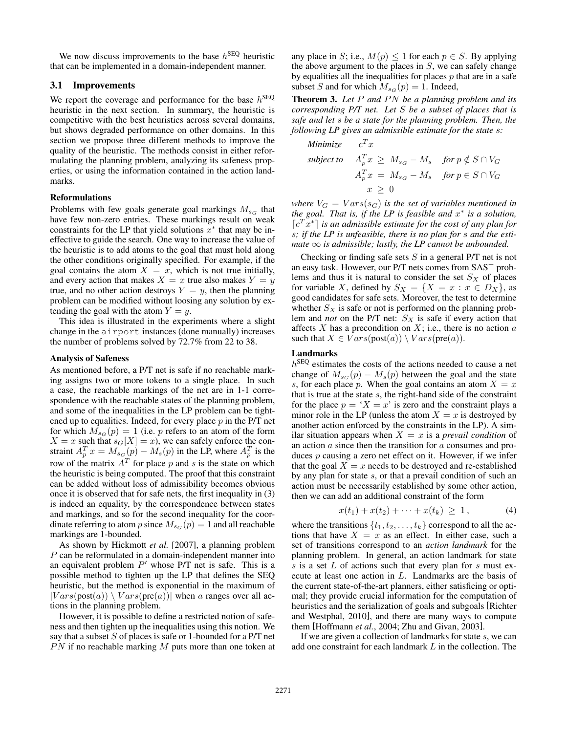We now discuss improvements to the base $h^{\text{SEQ}}$ heuristic that can be implemented in a domain-independent manner.

## 3.1 Improvements

We report the coverage and performance for the base $h^{\text{SEQ}}$ heuristic in the next section. In summary, the heuristic is competitive with the best heuristics across several domains, but shows degraded performance on other domains. In this section we propose three different methods to improve the quality of the heuristic. The methods consist in either reformulating the planning problem, analyzing its safeness properties, or using the information contained in the action landmarks.

### Reformulations

Problems with few goals generate goal markings $M_{s_G}$ that have few non-zero entries. These markings result on weak constraints for the LP that yield solutions $x^*$ that may be ineffective to guide the search. One way to increase the value of the heuristic is to add atoms to the goal that must hold along the other conditions originally specified. For example, if the goal contains the atom $X = x$, which is not true initially, and every action that makes $X = x$ true also makes $Y = y$ true, and no other action destroys $Y = y$, then the planning problem can be modified without loosing any solution by extending the goal with the atom $Y = y$.

This idea is illustrated in the experiments where a slight change in the `airport` instances (done manually) increases the number of problems solved by 72.7% from 22 to 38.

### Analysis of Safeness

As mentioned before, a P/T net is safe if no reachable marking assigns two or more tokens to a single place. In such a case, the reachable markings of the net are in 1-1 correspondence with the reachable states of the planning problem, and some of the inequalities in the LP problem can be tightened up to equalities. Indeed, for every place $p$ in the P/T net for which $M_{s_G}(p) = 1$ (i.e. $p$ refers to an atom of the form $X = x$ such that $s_G[X] = x$), we can safely enforce the constraint $A_p^T\,x = M_{s_G}(p) - M_s(p)$ in the LP, where $A_p^T$ is the row of the matrix $A^T$ for place $p$ and $s$ is the state on which the heuristic is being computed. The proof that this constraint can be added without loss of admissibility becomes obvious once it is observed that for safe nets, the first inequality in (3) is indeed an equality, by the correspondence between states and markings, and so for the second inequality for the coordinate referring to atom $p$ since $M_{s_G}(p) = 1$ and all reachable markings are 1-bounded.

As shown by Hickmott *et al.* [2007], a planning problem $P$ can be reformulated in a domain-independent manner into an equivalent problem $P'$ whose P/T net is safe. This is a possible method to tighten up the LP that defines the SEQ heuristic, but the method is exponential in the maximum of $|Vars(\text{post}(a)) \setminus Vars(\text{pre}(a))|$ when $a$ ranges over all actions in the planning problem.

However, it is possible to define a restricted notion of safeness and then tighten up the inequalities using this notion. We say that a subset $S$ of places is safe or 1-bounded for a P/T net $PN$ if no reachable marking $M$ puts more than one token at any place in $S$; i.e., $M(p) \leq 1$ for each $p \in S$. By applying the above argument to the places in $S$, we can safely change by equalities all the inequalities for places $p$ that are in a safe subset $S$ and for which $M_{s_G}(p) = 1$. Indeed,

**Theorem 3.** *Let $P$ and $PN$ be a planning problem and its corresponding P/T net. Let $S$ be a subset of places that is safe and let $s$ be a state for the planning problem. Then, the following LP gives an admissible estimate for the state $s$:*

$$
\begin{aligned}
\textit{Minimize} \quad & c^T x \\
\textit{subject to} \quad & A_p^T x \;\geq\; M_{s_G} - M_s \quad \textit{for } p \notin S \cap V_G \\
& A_p^T x \;=\; M_{s_G} - M_s \quad \textit{for } p \in S \cap V_G \\
& x \;\geq\; 0
\end{aligned}
$$

*where $V_G = Vars(s_G)$ is the set of variables mentioned in the goal. That is, if the LP is feasible and $x^*$ is a solution, $\lceil c^T x^* \rceil$ is an admissible estimate for the cost of any plan for $s$; if the LP is unfeasible, there is no plan for $s$ and the estimate $\infty$ is admissible; lastly, the LP cannot be unbounded.*

Checking or finding safe sets $S$ in a general P/T net is not an easy task. However, our P/T nets comes from SAS$^+$ problems and thus it is natural to consider the set $S_X$ of places for variable $X$, defined by $S_X = \{X = x : x \in D_X\}$, as good candidates for safe sets. Moreover, the test to determine whether $S_X$ is safe or not is performed on the planning problem and *not* on the P/T net: $S_X$ is safe if every action that affects $X$ has a precondition on $X$; i.e., there is no action $a$ such that $X \in Vars(\text{post}(a)) \setminus Vars(\text{pre}(a))$.

### Landmarks

$h^{\text{SEQ}}$ estimates the costs of the actions needed to cause a net change of $M_{s_G}(p) - M_s(p)$ between the goal and the state $s$, for each place $p$. When the goal contains an atom $X = x$ that is true at the state $s$, the right-hand side of the constraint for the place $p = $ '$X = x$' is zero and the constraint plays a minor role in the LP (unless the atom $X = x$ is destroyed by another action enforced by the constraints in the LP). A similar situation appears when $X = x$ is a *prevail condition* of an action $a$ since then the transition for $a$ consumes and produces $p$ causing a zero net effect on it. However, if we infer that the goal $X = x$ needs to be destroyed and re-established by any plan for state $s$, or that a prevail condition of such an action must be necessarily established by some other action, then we can add an additional constraint of the form

$$x(t_1) + x(t_2) + \cdots + x(t_k) \;\geq\; 1\,, \tag{4}$$

where the transitions $\{t_1, t_2, \ldots, t_k\}$ correspond to all the actions that have $X = x$ as an effect. In either case, such a set of transitions correspond to an *action landmark* for the planning problem. In general, an action landmark for state $s$ is a set $L$ of actions such that every plan for $s$ must execute at least one action in $L$. Landmarks are the basis of the current state-of-the-art planners, either satisficing or optimal; they provide crucial information for the computation of heuristics and the serialization of goals and subgoals [Richter and Westphal, 2010], and there are many ways to compute them [Hoffmann *et al.*, 2004; Zhu and Givan, 2003].

If we are given a collection of landmarks for state $s$, we can add one constraint for each landmark $L$ in the collection. The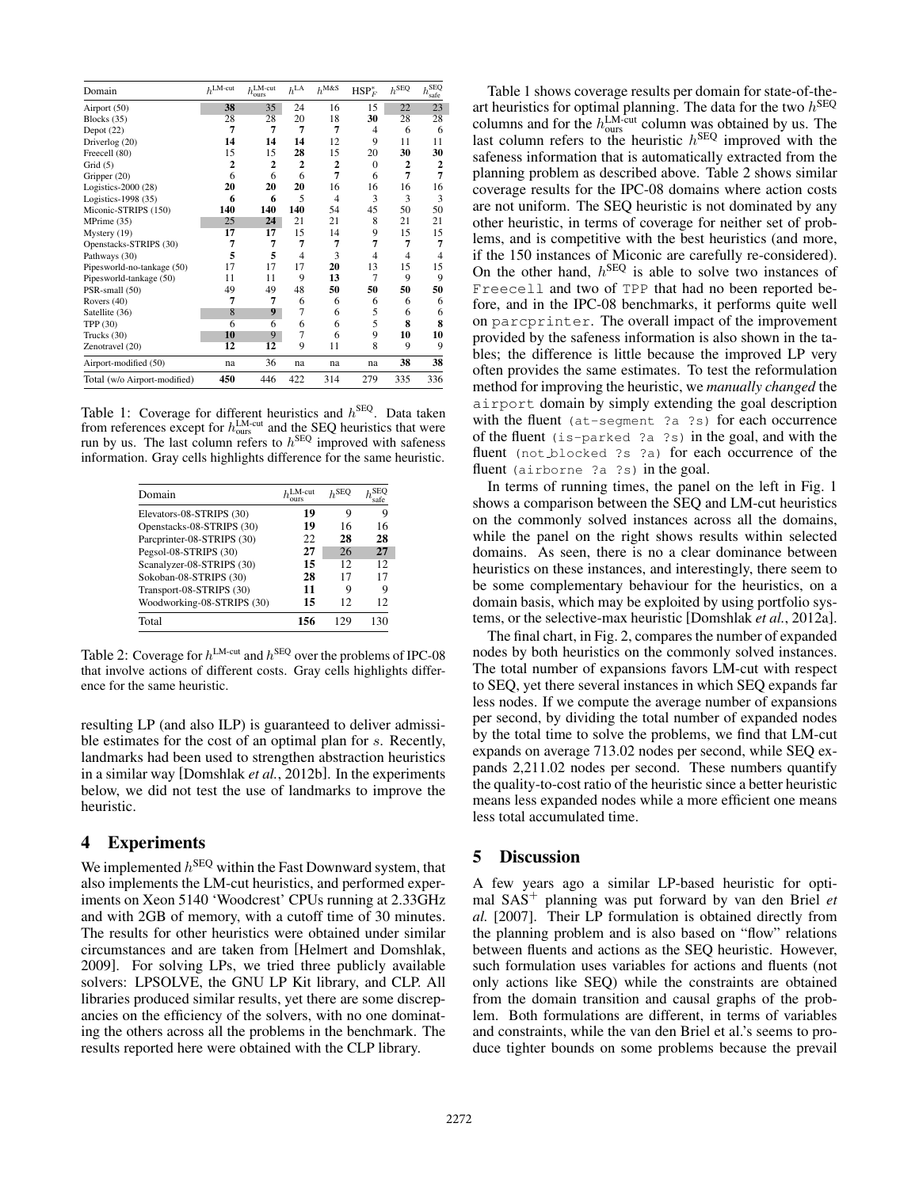| Domain | $h^{\text{LM-cut}}$ | $h^{\text{LM-cut}}_{\text{ours}}$ | $h^{\text{LA}}$ | $h^{\text{M\&S}}$ | $\text{HSP}^*_F$ | $h^{\text{SEQ}}$ | $h^{\text{SEQ}}_{\text{safe}}$ |
|---|---|---|---|---|---|---|---|
| Airport (50) | **38** | 35 | 24 | 16 | 15 | 22 | 23 |
| Blocks (35) | 28 | 28 | 20 | 18 | **30** | 28 | 28 |
| Depot (22) | **7** | **7** | **7** | **7** | 4 | 6 | 6 |
| Driverlog (20) | **14** | **14** | **14** | 12 | 9 | 11 | 11 |
| Freecell (80) | 15 | 15 | 28 | 15 | 20 | **30** | **30** |
| Grid (5) | **2** | **2** | **2** | **2** | 0 | **2** | **2** |
| Gripper (20) | 6 | 6 | 6 | **7** | 6 | **7** | **7** |
| Logistics-2000 (28) | **20** | **20** | **20** | 16 | 16 | 16 | 16 |
| Logistics-1998 (35) | **6** | **6** | 5 | 4 | 3 | 3 | 3 |
| Miconic-STRIPS (150) | **140** | **140** | **140** | 54 | 45 | 50 | 50 |
| MPrime (35) | 25 | **24** | 21 | 21 | 8 | 21 | 21 |
| Mystery (19) | **17** | **17** | 15 | 14 | 9 | 15 | 15 |
| Openstacks-STRIPS (30) | **7** | **7** | **7** | **7** | **7** | **7** | **7** |
| Pathways (30) | **5** | **5** | 4 | 3 | 4 | 4 | 4 |
| Pipesworld-no-tankage (50) | 17 | 17 | 17 | **20** | 13 | 15 | 15 |
| Pipesworld-tankage (50) | 11 | 11 | 9 | **13** | 7 | 9 | 9 |
| PSR-small (50) | 49 | 49 | 48 | **50** | **50** | **50** | **50** |
| Rovers (40) | **7** | **7** | 6 | 6 | 6 | 6 | 6 |
| Satellite (36) | 8 | **9** | 7 | 6 | 5 | 6 | 6 |
| TPP (30) | 6 | 6 | 6 | 6 | 5 | **8** | **8** |
| Trucks (30) | **10** | 9 | 7 | 6 | 9 | **10** | **10** |
| Zenotravel (20) | **12** | **12** | 9 | 11 | 8 | 9 | 9 |
| Airport-modified (50) | na | 36 | na | na | na | **38** | **38** |
| Total (w/o Airport-modified) | **450** | 446 | 422 | 314 | 279 | 335 | 336 |

Table 1: Coverage for different heuristics and $h^{\text{SEQ}}$. Data taken from references except for $h^{\text{LM-cut}}_{\text{ours}}$ and the SEQ heuristics that were run by us. The last column refers to $h^{\text{SEQ}}$ improved with safeness information. Gray cells highlights difference for the same heuristic.

| Domain | $h^{\text{LM-cut}}_{\text{ours}}$ | $h^{\text{SEQ}}$ | $h^{\text{SEQ}}_{\text{safe}}$ |
|---|---|---|---|
| Elevators-08-STRIPS (30) | **19** | 9 | 9 |
| Openstacks-08-STRIPS (30) | **19** | 16 | 16 |
| Parcprinter-08-STRIPS (30) | 22 | **28** | **28** |
| Pegsol-08-STRIPS (30) | **27** | 26 | **27** |
| Scanalyzer-08-STRIPS (30) | **15** | 12 | 12 |
| Sokoban-08-STRIPS (30) | **28** | 17 | 17 |
| Transport-08-STRIPS (30) | **11** | 9 | 9 |
| Woodworking-08-STRIPS (30) | **15** | 12 | 12 |
| Total | **156** | 129 | 130 |

Table 2: Coverage for $h^{\text{LM-cut}}$ and $h^{\text{SEQ}}$ over the problems of IPC-08 that involve actions of different costs. Gray cells highlights difference for the same heuristic.

resulting LP (and also ILP) is guaranteed to deliver admissible estimates for the cost of an optimal plan for $s$. Recently, landmarks had been used to strengthen abstraction heuristics in a similar way [Domshlak *et al.*, 2012b]. In the experiments below, we did not test the use of landmarks to improve the heuristic.

## 4 Experiments

We implemented $h^{\text{SEQ}}$ within the Fast Downward system, that also implements the LM-cut heuristics, and performed experiments on Xeon 5140 'Woodcrest' CPUs running at 2.33GHz and with 2GB of memory, with a cutoff time of 30 minutes. The results for other heuristics were obtained under similar circumstances and are taken from [Helmert and Domshlak, 2009]. For solving LPs, we tried three publicly available solvers: LPSOLVE, the GNU LP Kit library, and CLP. All libraries produced similar results, yet there are some discrepancies on the efficiency of the solvers, with no one dominating the others across all the problems in the benchmark. The results reported here were obtained with the CLP library.

Table 1 shows coverage results per domain for state-of-the-art heuristics for optimal planning. The data for the two $h^{\text{SEQ}}$ columns and for the $h^{\text{LM-cut}}_{\text{ours}}$ column was obtained by us. The last column refers to the heuristic $h^{\text{SEQ}}$ improved with the safeness information that is automatically extracted from the planning problem as described above. Table 2 shows similar coverage results for the IPC-08 domains where action costs are not uniform. The SEQ heuristic is not dominated by any other heuristic, in terms of coverage for neither set of problems, and is competitive with the best heuristics (and more, if the 150 instances of Miconic are carefully re-considered). On the other hand, $h^{\text{SEQ}}$ is able to solve two instances of `Freecell` and two of `TPP` that had no been reported before, and in the IPC-08 benchmarks, it performs quite well on `parcprinter`. The overall impact of the improvement provided by the safeness information is also shown in the tables; the difference is little because the improved LP very often provides the same estimates. To test the reformulation method for improving the heuristic, we *manually changed* the `airport` domain by simply extending the goal description with the fluent `(at-segment ?a ?s)` for each occurrence of the fluent `(is-parked ?a ?s)` in the goal, and with the fluent `(not_blocked ?s ?a)` for each occurrence of the fluent `(airborne ?a ?s)` in the goal.

In terms of running times, the panel on the left in Fig. 1 shows a comparison between the SEQ and LM-cut heuristics on the commonly solved instances across all the domains, while the panel on the right shows results within selected domains. As seen, there is no a clear dominance between heuristics on these instances, and interestingly, there seem to be some complementary behaviour for the heuristics, on a domain basis, which may be exploited by using portfolio systems, or the selective-max heuristic [Domshlak *et al.*, 2012a].

The final chart, in Fig. 2, compares the number of expanded nodes by both heuristics on the commonly solved instances. The total number of expansions favors LM-cut with respect to SEQ, yet there several instances in which SEQ expands far less nodes. If we compute the average number of expansions per second, by dividing the total number of expanded nodes by the total time to solve the problems, we find that LM-cut expands on average 713.02 nodes per second, while SEQ expands 2,211.02 nodes per second. These numbers quantify the quality-to-cost ratio of the heuristic since a better heuristic means less expanded nodes while a more efficient one means less total accumulated time.

## 5 Discussion

A few years ago a similar LP-based heuristic for optimal $\text{SAS}^+$ planning was put forward by van den Briel *et al.* [2007]. Their LP formulation is obtained directly from the planning problem and is also based on "flow" relations between fluents and actions as the SEQ heuristic. However, such formulation uses variables for actions and fluents (not only actions like SEQ) while the constraints are obtained from the domain transition and causal graphs of the problem. Both formulations are different, in terms of variables and constraints, while the van den Briel et al.'s seems to produce tighter bounds on some problems because the prevail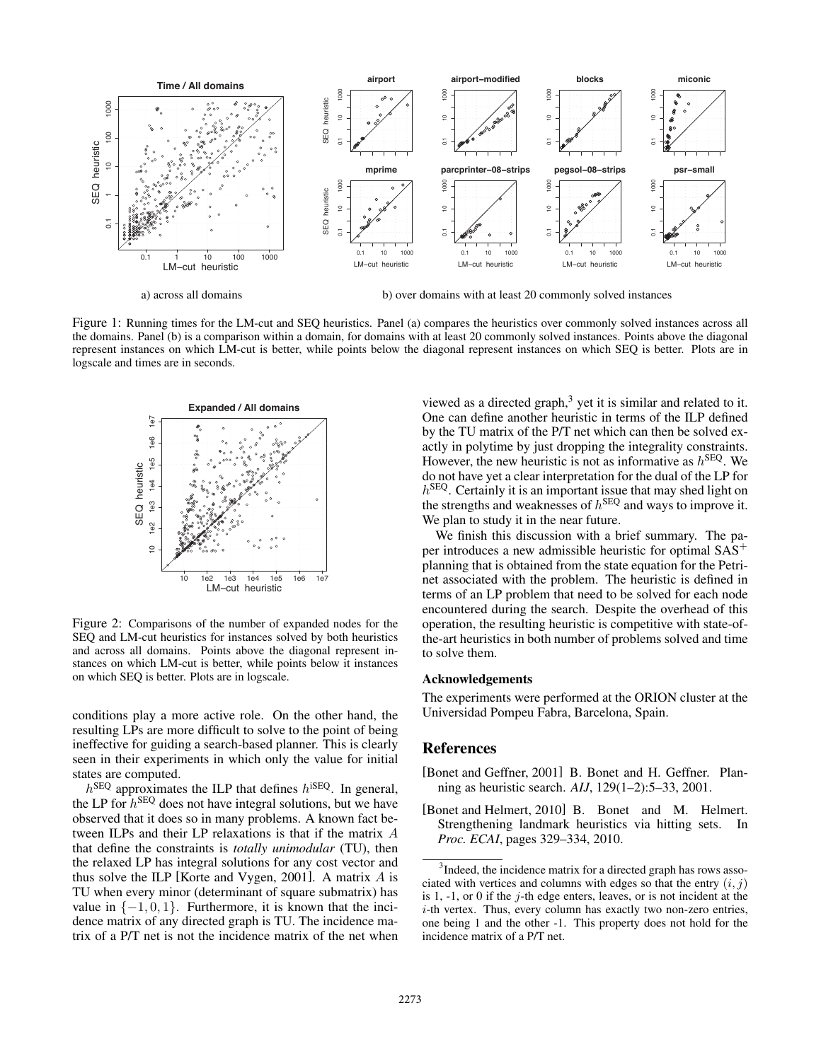a) across all domains

b) over domains with at least 20 commonly solved instances

Figure 1: Running times for the LM-cut and SEQ heuristics. Panel (a) compares the heuristics over commonly solved instances across all the domains. Panel (b) is a comparison within a domain, for domains with at least 20 commonly solved instances. Points above the diagonal represent instances on which LM-cut is better, while points below the diagonal represent instances on which SEQ is better. Plots are in logscale and times are in seconds.

Figure 2: Comparisons of the number of expanded nodes for the SEQ and LM-cut heuristics for instances solved by both heuristics and across all domains. Points above the diagonal represent instances on which LM-cut is better, while points below it instances on which SEQ is better. Plots are in logscale.

conditions play a more active role. On the other hand, the resulting LPs are more difficult to solve to the point of being ineffective for guiding a search-based planner. This is clearly seen in their experiments in which only the value for initial states are computed.

$h^{\text{SEQ}}$ approximates the ILP that defines $h^{\text{iSEQ}}$. In general, the LP for $h^{\text{SEQ}}$ does not have integral solutions, but we have observed that it does so in many problems. A known fact between ILPs and their LP relaxations is that if the matrix $A$ that define the constraints is *totally unimodular* (TU), then the relaxed LP has integral solutions for any cost vector and thus solve the ILP [Korte and Vygen, 2001]. A matrix $A$ is TU when every minor (determinant of square submatrix) has value in $\{-1, 0, 1\}$. Furthermore, it is known that the incidence matrix of any directed graph is TU. The incidence matrix of a P/T net is not the incidence matrix of the net when viewed as a directed graph,[3] yet it is similar and related to it. One can define another heuristic in terms of the ILP defined by the TU matrix of the P/T net which can then be solved exactly in polytime by just dropping the integrality constraints. However, the new heuristic is not as informative as $h^{\text{SEQ}}$. We do not have yet a clear interpretation for the dual of the LP for $h^{\text{SEQ}}$. Certainly it is an important issue that may shed light on the strengths and weaknesses of $h^{\text{SEQ}}$ and ways to improve it. We plan to study it in the near future.

We finish this discussion with a brief summary. The paper introduces a new admissible heuristic for optimal SAS$^+$ planning that is obtained from the state equation for the Petri-net associated with the problem. The heuristic is defined in terms of an LP problem that need to be solved for each node encountered during the search. Despite the overhead of this operation, the resulting heuristic is competitive with state-of-the-art heuristics in both number of problems solved and time to solve them.

### Acknowledgements

The experiments were performed at the ORION cluster at the Universidad Pompeu Fabra, Barcelona, Spain.

## References

[Bonet and Geffner, 2001] B. Bonet and H. Geffner. Planning as heuristic search. *AIJ*, 129(1–2):5–33, 2001.

[Bonet and Helmert, 2010] B. Bonet and M. Helmert. Strengthening landmark heuristics via hitting sets. In *Proc. ECAI*, pages 329–334, 2010.

[3] Indeed, the incidence matrix for a directed graph has rows associated with vertices and columns with edges so that the entry $(i, j)$ is 1, -1, or 0 if the $j$-th edge enters, leaves, or is not incident at the $i$-th vertex. Thus, every column has exactly two non-zero entries, one being 1 and the other -1. This property does not hold for the incidence matrix of a P/T net.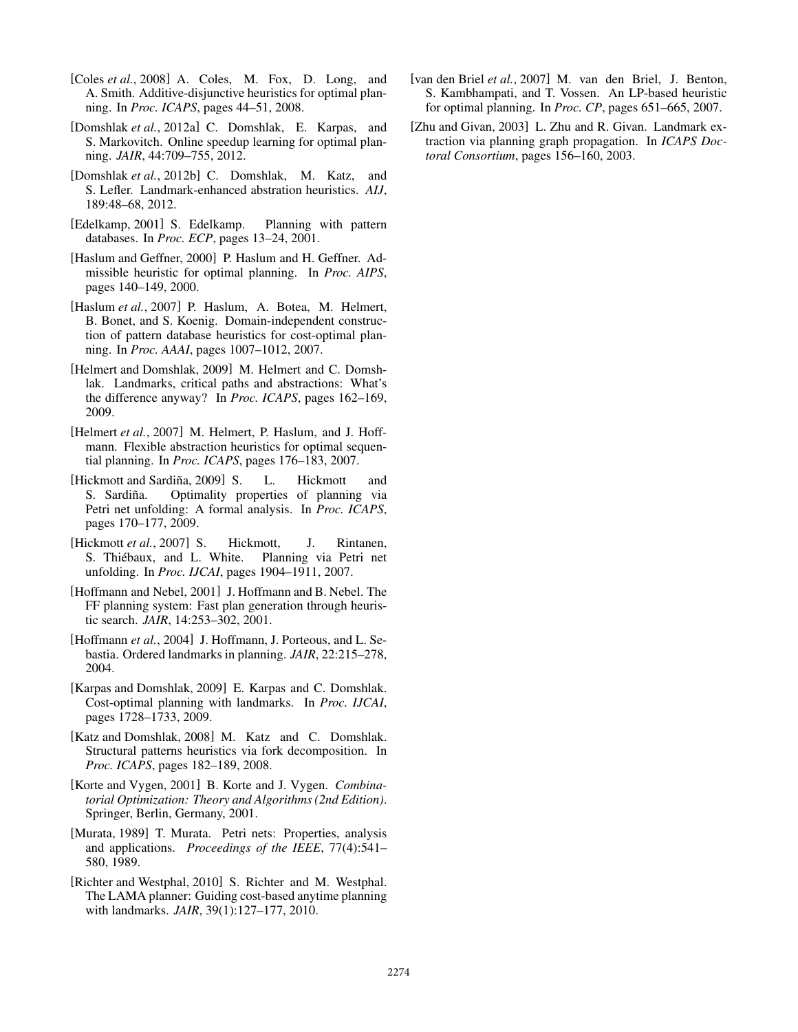[Coles *et al.*, 2008] A. Coles, M. Fox, D. Long, and A. Smith. Additive-disjunctive heuristics for optimal planning. In *Proc. ICAPS*, pages 44–51, 2008.

[Domshlak *et al.*, 2012a] C. Domshlak, E. Karpas, and S. Markovitch. Online speedup learning for optimal planning. *JAIR*, 44:709–755, 2012.

[Domshlak *et al.*, 2012b] C. Domshlak, M. Katz, and S. Lefler. Landmark-enhanced abstration heuristics. *AIJ*, 189:48–68, 2012.

[Edelkamp, 2001] S. Edelkamp. Planning with pattern databases. In *Proc. ECP*, pages 13–24, 2001.

[Haslum and Geffner, 2000] P. Haslum and H. Geffner. Admissible heuristic for optimal planning. In *Proc. AIPS*, pages 140–149, 2000.

[Haslum *et al.*, 2007] P. Haslum, A. Botea, M. Helmert, B. Bonet, and S. Koenig. Domain-independent construction of pattern database heuristics for cost-optimal planning. In *Proc. AAAI*, pages 1007–1012, 2007.

[Helmert and Domshlak, 2009] M. Helmert and C. Domshlak. Landmarks, critical paths and abstractions: What's the difference anyway? In *Proc. ICAPS*, pages 162–169, 2009.

[Helmert *et al.*, 2007] M. Helmert, P. Haslum, and J. Hoffmann. Flexible abstraction heuristics for optimal sequential planning. In *Proc. ICAPS*, pages 176–183, 2007.

[Hickmott and Sardiña, 2009] S. L. Hickmott and S. Sardiña. Optimality properties of planning via Petri net unfolding: A formal analysis. In *Proc. ICAPS*, pages 170–177, 2009.

[Hickmott *et al.*, 2007] S. Hickmott, J. Rintanen, S. Thiébaux, and L. White. Planning via Petri net unfolding. In *Proc. IJCAI*, pages 1904–1911, 2007.

[Hoffmann and Nebel, 2001] J. Hoffmann and B. Nebel. The FF planning system: Fast plan generation through heuristic search. *JAIR*, 14:253–302, 2001.

[Hoffmann *et al.*, 2004] J. Hoffmann, J. Porteous, and L. Sebastia. Ordered landmarks in planning. *JAIR*, 22:215–278, 2004.

[Karpas and Domshlak, 2009] E. Karpas and C. Domshlak. Cost-optimal planning with landmarks. In *Proc. IJCAI*, pages 1728–1733, 2009.

[Katz and Domshlak, 2008] M. Katz and C. Domshlak. Structural patterns heuristics via fork decomposition. In *Proc. ICAPS*, pages 182–189, 2008.

[Korte and Vygen, 2001] B. Korte and J. Vygen. *Combinatorial Optimization: Theory and Algorithms (2nd Edition)*. Springer, Berlin, Germany, 2001.

[Murata, 1989] T. Murata. Petri nets: Properties, analysis and applications. *Proceedings of the IEEE*, 77(4):541–580, 1989.

[Richter and Westphal, 2010] S. Richter and M. Westphal. The LAMA planner: Guiding cost-based anytime planning with landmarks. *JAIR*, 39(1):127–177, 2010.

[van den Briel *et al.*, 2007] M. van den Briel, J. Benton, S. Kambhampati, and T. Vossen. An LP-based heuristic for optimal planning. In *Proc. CP*, pages 651–665, 2007.

[Zhu and Givan, 2003] L. Zhu and R. Givan. Landmark extraction via planning graph propagation. In *ICAPS Doctoral Consortium*, pages 156–160, 2003.